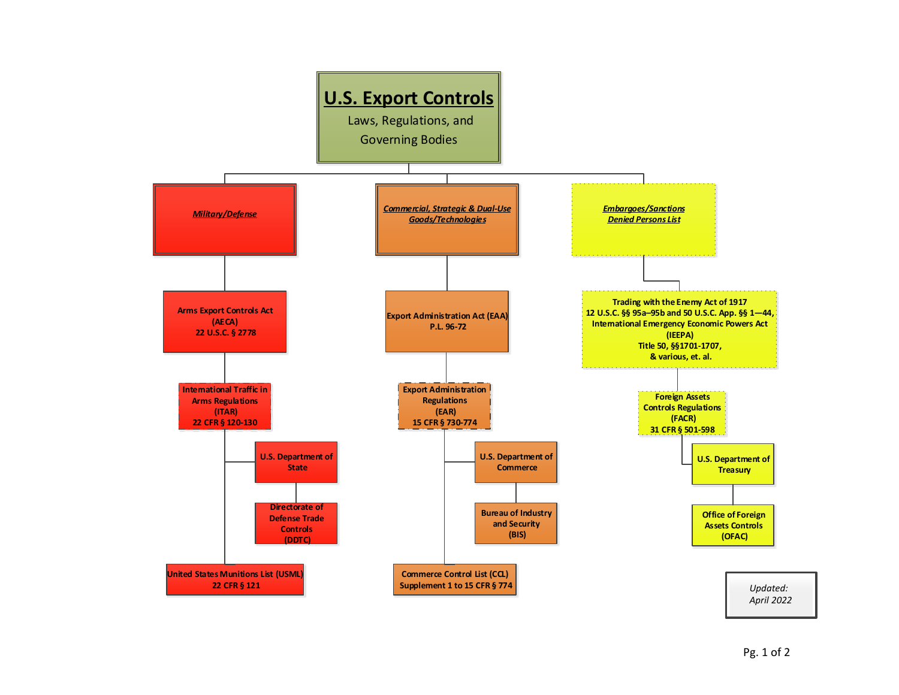# U.S. Export Controls

Laws, Regulations, and Governing Bodies

## *Military/Defense*

- **Arms Export Controls Act (AECA)** 22 U.S.C. § 2778
  - **International Traffic in Arms Regulations (ITAR)** 22 CFR § 120-130
    - **U.S. Department of State**
      - **Directorate of Defense Trade Controls (DDTC)**
    - **United States Munitions List (USML)** 22 CFR § 121

## *Commercial, Strategic & Dual-Use Goods/Technologies*

- **Export Administration Act (EAA)** P.L. 96-72
  - **Export Administration Regulations (EAR)** 15 CFR § 730-774
    - **U.S. Department of Commerce**
      - **Bureau of Industry and Security (BIS)**
    - **Commerce Control List (CCL)** Supplement 1 to 15 CFR § 774

## *Embargoes/Sanctions Denied Persons List*

- **Trading with the Enemy Act of 1917** 12 U.S.C. §§ 95a–95b and 50 U.S.C. App. §§ 1—44, **International Emergency Economic Powers Act (IEEPA)** Title 50, §§1701-1707, & various, et. al.
  - **Foreign Assets Controls Regulations (FACR)** 31 CFR § 501-598
    - **U.S. Department of Treasury**
      - **Office of Foreign Assets Controls (OFAC)**

*Updated: April 2022*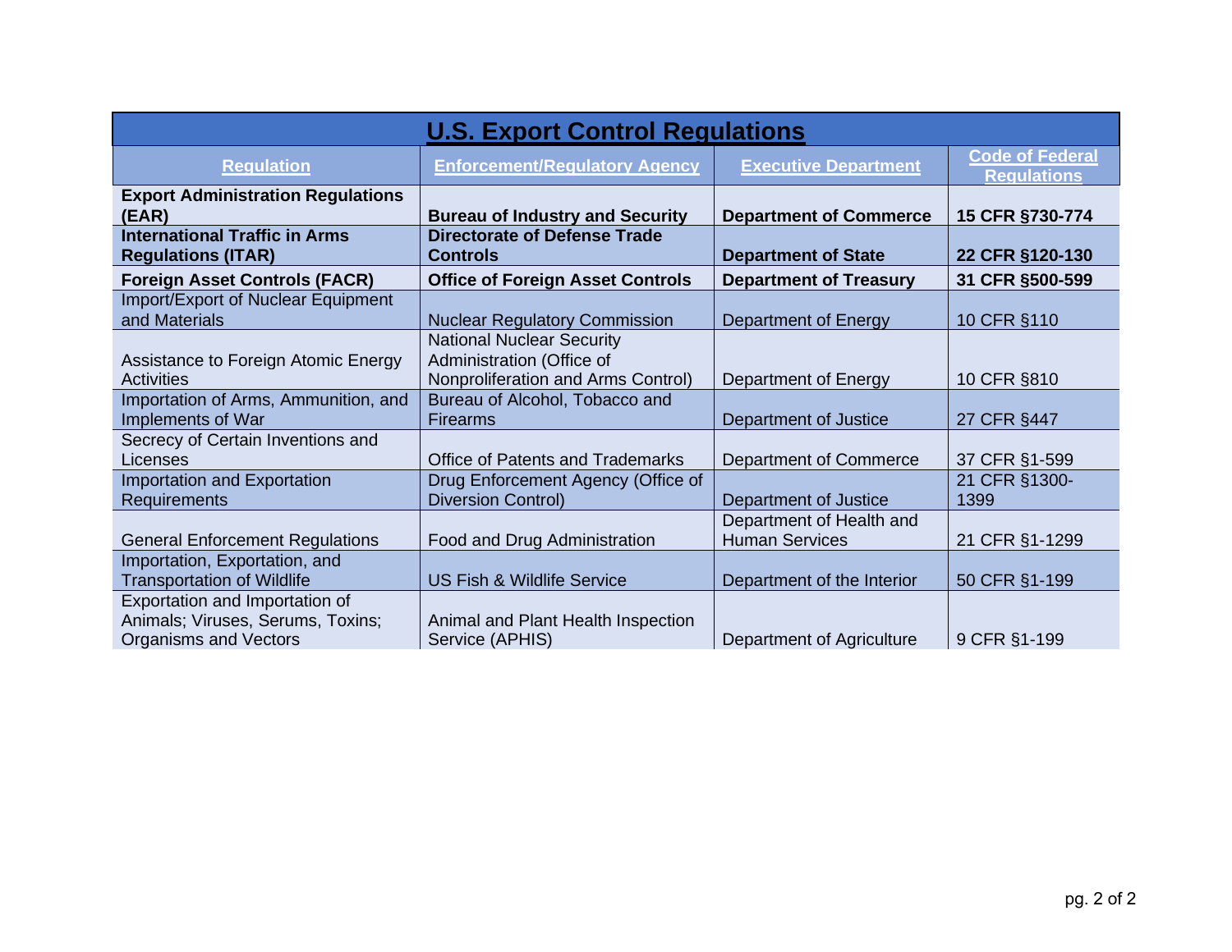| U.S. Export Control Regulations | | | |
|---|---|---|---|
| **Regulation** | **Enforcement/Regulatory Agency** | **Executive Department** | **Code of Federal Regulations** |
| **Export Administration Regulations (EAR)** | **Bureau of Industry and Security** | **Department of Commerce** | **15 CFR §730-774** |
| **International Traffic in Arms Regulations (ITAR)** | **Directorate of Defense Trade Controls** | **Department of State** | **22 CFR §120-130** |
| **Foreign Asset Controls (FACR)** | **Office of Foreign Asset Controls** | **Department of Treasury** | **31 CFR §500-599** |
| Import/Export of Nuclear Equipment and Materials | Nuclear Regulatory Commission | Department of Energy | 10 CFR §110 |
| Assistance to Foreign Atomic Energy Activities | National Nuclear Security Administration (Office of Nonproliferation and Arms Control) | Department of Energy | 10 CFR §810 |
| Importation of Arms, Ammunition, and Implements of War | Bureau of Alcohol, Tobacco and Firearms | Department of Justice | 27 CFR §447 |
| Secrecy of Certain Inventions and Licenses | Office of Patents and Trademarks | Department of Commerce | 37 CFR §1-599 |
| Importation and Exportation Requirements | Drug Enforcement Agency (Office of Diversion Control) | Department of Justice | 21 CFR §1300-1399 |
| General Enforcement Regulations | Food and Drug Administration | Department of Health and Human Services | 21 CFR §1-1299 |
| Importation, Exportation, and Transportation of Wildlife | US Fish & Wildlife Service | Department of the Interior | 50 CFR §1-199 |
| Exportation and Importation of Animals; Viruses, Serums, Toxins; Organisms and Vectors | Animal and Plant Health Inspection Service (APHIS) | Department of Agriculture | 9 CFR §1-199 |